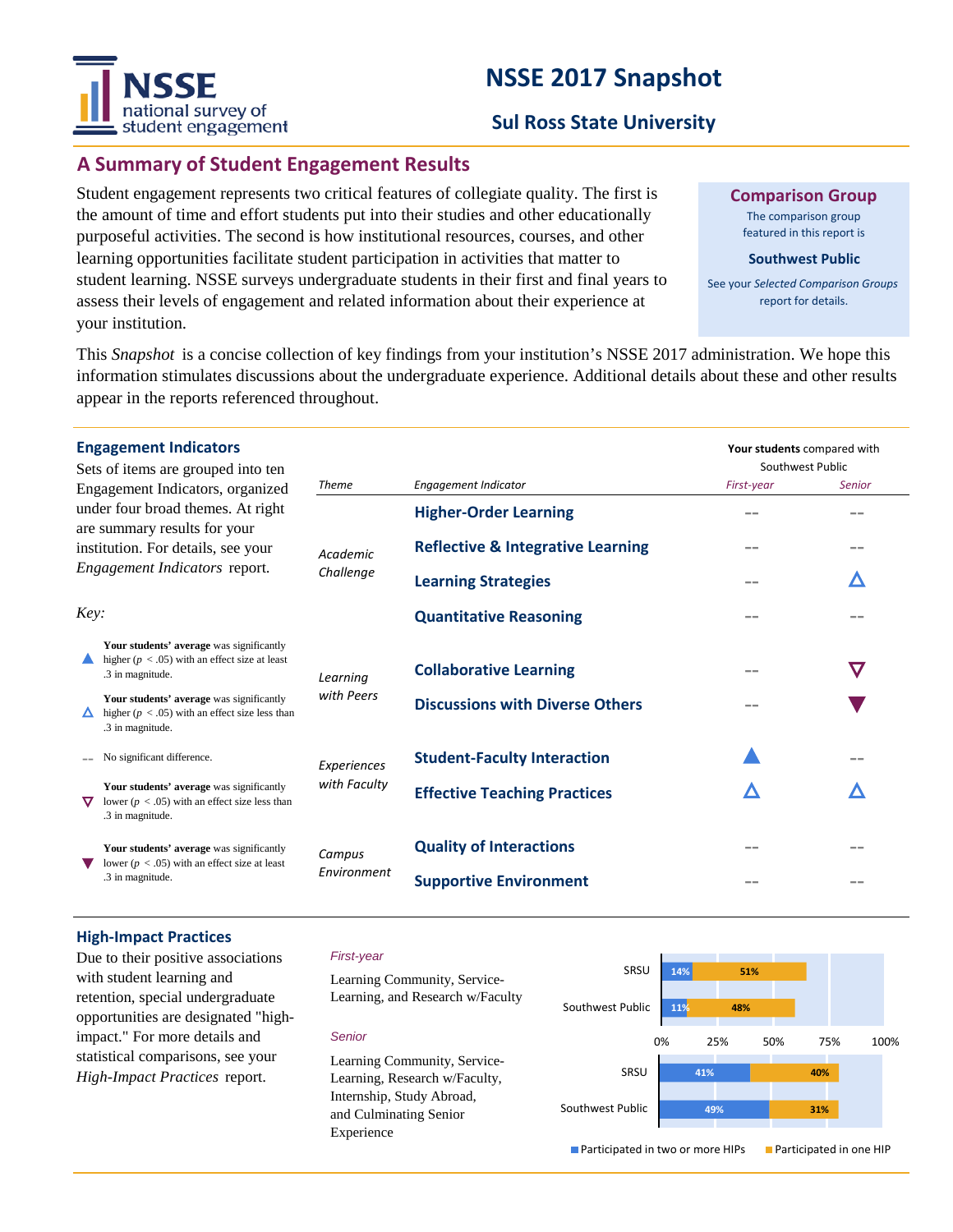# NSSE 2017 Snapshot

## Sul Ross State University

## A Summary of Student Engagement Results

Student engagement represents two critical features of collegiate quality. The first is the amount of time and effort students put into their studies and other educationally purposeful activities. The second is how institutional resources, courses, and other learning opportunities facilitate student participation in activities that matter to student learning. NSSE surveys undergraduate students in their first and final years to assess their levels of engagement and related information about their experience at your institution.

**Comparison Group**

The comparison group featured in this report is

**Southwest Public**

See your *Selected Comparison Groups* report for details.

This *Snapshot* is a concise collection of key findings from your institution's NSSE 2017 administration. We hope this information stimulates discussions about the undergraduate experience. Additional details about these and other results appear in the reports referenced throughout.

### Engagement Indicators

Sets of items are grouped into ten Engagement Indicators, organized under four broad themes. At right are summary results for your institution. For details, see your *Engagement Indicators* report.

*Key:*

- ▲ **Your students' average** was significantly higher ($p < .05$) with an effect size at least .3 in magnitude.
- △ **Your students' average** was significantly higher ($p < .05$) with an effect size less than .3 in magnitude.
- -- No significant difference.
- ▽ **Your students' average** was significantly lower ($p < .05$) with an effect size less than .3 in magnitude.
- ▼ **Your students' average** was significantly lower ($p < .05$) with an effect size at least .3 in magnitude.

**Your students** compared with Southwest Public

| *Theme* | *Engagement Indicator* | *First-year* | *Senior* |
|---|---|---|---|
| *Academic Challenge* | **Higher-Order Learning** | -- | -- |
| | **Reflective & Integrative Learning** | -- | -- |
| | **Learning Strategies** | -- | △ |
| | **Quantitative Reasoning** | -- | -- |
| *Learning with Peers* | **Collaborative Learning** | -- | ▽ |
| | **Discussions with Diverse Others** | -- | ▼ |
| *Experiences with Faculty* | **Student-Faculty Interaction** | ▲ | -- |
| | **Effective Teaching Practices** | △ | △ |
| *Campus Environment* | **Quality of Interactions** | -- | -- |
| | **Supportive Environment** | -- | -- |

### High-Impact Practices

Due to their positive associations with student learning and retention, special undergraduate opportunities are designated "high-impact." For more details and statistical comparisons, see your *High-Impact Practices* report.

*First-year*

Learning Community, Service-Learning, and Research w/Faculty

*Senior*

Learning Community, Service-Learning, Research w/Faculty, Internship, Study Abroad, and Culminating Senior Experience

| | | Participated in two or more HIPs | Participated in one HIP |
|---|---|---|---|
| First-year | SRSU | 14% | 51% |
| | Southwest Public | 11% | 48% |
| Senior | SRSU | 41% | 40% |
| | Southwest Public | 49% | 31% |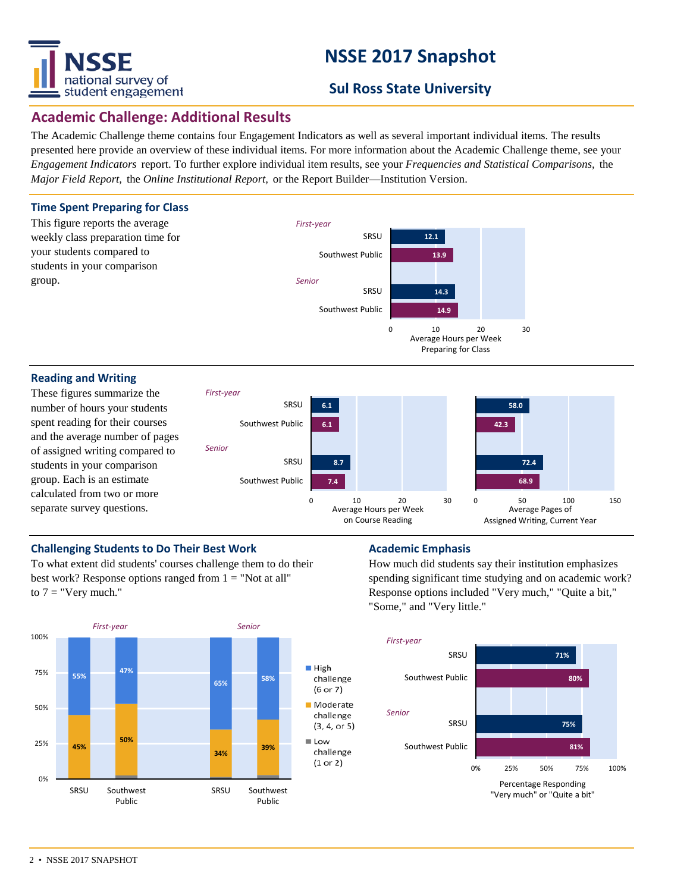# NSSE 2017 Snapshot

## Sul Ross State University

## Academic Challenge: Additional Results

The Academic Challenge theme contains four Engagement Indicators as well as several important individual items. The results presented here provide an overview of these individual items. For more information about the Academic Challenge theme, see your *Engagement Indicators* report. To further explore individual item results, see your *Frequencies and Statistical Comparisons,* the *Major Field Report,* the *Online Institutional Report,* or the Report Builder—Institution Version.

### Time Spent Preparing for Class

This figure reports the average weekly class preparation time for your students compared to students in your comparison group.

| | | Average Hours per Week Preparing for Class |
|---|---|---|
| *First-year* | SRSU | 12.1 |
| | Southwest Public | 13.9 |
| *Senior* | SRSU | 14.3 |
| | Southwest Public | 14.9 |

### Reading and Writing

These figures summarize the number of hours your students spent reading for their courses and the average number of pages of assigned writing compared to students in your comparison group. Each is an estimate calculated from two or more separate survey questions.

| | | Average Hours per Week on Course Reading | Average Pages of Assigned Writing, Current Year |
|---|---|---|---|
| *First-year* | SRSU | 6.1 | 58.0 |
| | Southwest Public | 6.1 | 42.3 |
| *Senior* | SRSU | 8.7 | 72.4 |
| | Southwest Public | 7.4 | 68.9 |

### Challenging Students to Do Their Best Work

To what extent did students' courses challenge them to do their best work? Response options ranged from 1 = "Not at all" to 7 = "Very much."

| | | High challenge (6 or 7) | Moderate challenge (3, 4, or 5) |
|---|---|---|---|
| *First-year* | SRSU | 55% | 45% |
| | Southwest Public | 47% | 50% |
| *Senior* | SRSU | 65% | 34% |
| | Southwest Public | 58% | 39% |

Low challenge (1 or 2)

### Academic Emphasis

How much did students say their institution emphasizes spending significant time studying and on academic work? Response options included "Very much," "Quite a bit," "Some," and "Very little."

| | | Percentage Responding "Very much" or "Quite a bit" |
|---|---|---|
| *First-year* | SRSU | 71% |
| | Southwest Public | 80% |
| *Senior* | SRSU | 75% |
| | Southwest Public | 81% |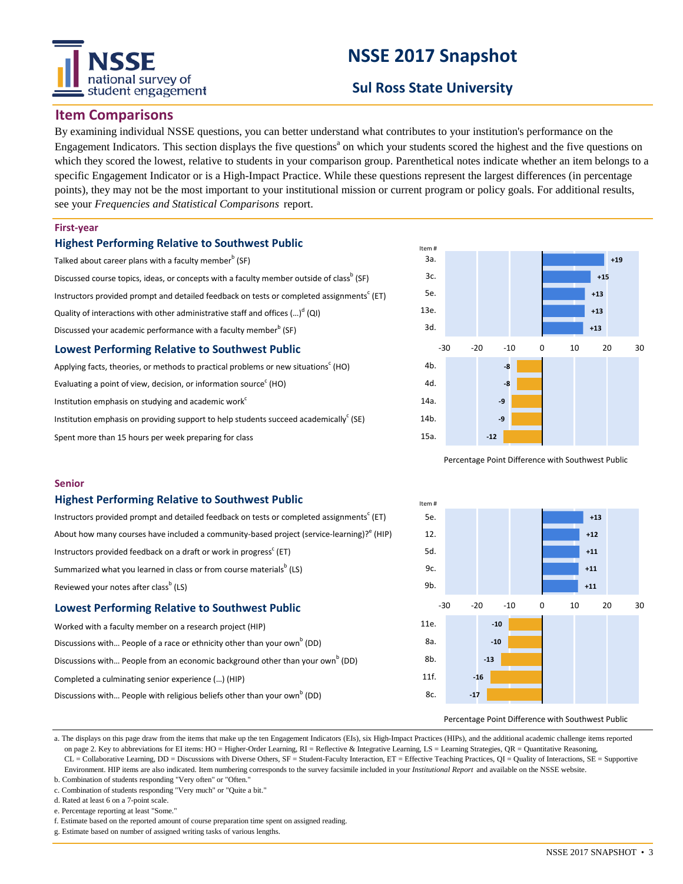# NSSE 2017 Snapshot

## Sul Ross State University

## Item Comparisons

By examining individual NSSE questions, you can better understand what contributes to your institution's performance on the Engagement Indicators. This section displays the five questions[a] on which your students scored the highest and the five questions on which they scored the lowest, relative to students in your comparison group. Parenthetical notes indicate whether an item belongs to a specific Engagement Indicator or is a High-Impact Practice. While these questions represent the largest differences (in percentage points), they may not be the most important to your institutional mission or current program or policy goals. For additional results, see your *Frequencies and Statistical Comparisons* report.

### First-year

#### Highest Performing Relative to Southwest Public

| Item | Item # | Percentage Point Difference with Southwest Public |
|---|---|---|
| Talked about career plans with a faculty member[b] (SF) | 3a. | +19 |
| Discussed course topics, ideas, or concepts with a faculty member outside of class[b] (SF) | 3c. | +15 |
| Instructors provided prompt and detailed feedback on tests or completed assignments[c] (ET) | 5e. | +13 |
| Quality of interactions with other administrative staff and offices (…)[d] (QI) | 13e. | +13 |
| Discussed your academic performance with a faculty member[b] (SF) | 3d. | +13 |

#### Lowest Performing Relative to Southwest Public

| Item | Item # | Percentage Point Difference with Southwest Public |
|---|---|---|
| Applying facts, theories, or methods to practical problems or new situations[c] (HO) | 4b. | -8 |
| Evaluating a point of view, decision, or information source[c] (HO) | 4d. | -8 |
| Institution emphasis on studying and academic work[c] | 14a. | -9 |
| Institution emphasis on providing support to help students succeed academically[c] (SE) | 14b. | -9 |
| Spent more than 15 hours per week preparing for class | 15a. | -12 |

### Senior

#### Highest Performing Relative to Southwest Public

| Item | Item # | Percentage Point Difference with Southwest Public |
|---|---|---|
| Instructors provided prompt and detailed feedback on tests or completed assignments[c] (ET) | 5e. | +13 |
| About how many courses have included a community-based project (service-learning)?[e] (HIP) | 12. | +12 |
| Instructors provided feedback on a draft or work in progress[c] (ET) | 5d. | +11 |
| Summarized what you learned in class or from course materials[b] (LS) | 9c. | +11 |
| Reviewed your notes after class[b] (LS) | 9b. | +11 |

#### Lowest Performing Relative to Southwest Public

| Item | Item # | Percentage Point Difference with Southwest Public |
|---|---|---|
| Worked with a faculty member on a research project (HIP) | 11e. | -10 |
| Discussions with… People of a race or ethnicity other than your own[b] (DD) | 8a. | -10 |
| Discussions with… People from an economic background other than your own[b] (DD) | 8b. | -13 |
| Completed a culminating senior experience (…) (HIP) | 11f. | -16 |
| Discussions with… People with religious beliefs other than your own[b] (DD) | 8c. | -17 |

a. The displays on this page draw from the items that make up the ten Engagement Indicators (EIs), six High-Impact Practices (HIPs), and the additional academic challenge items reported on page 2. Key to abbreviations for EI items: HO = Higher-Order Learning, RI = Reflective & Integrative Learning, LS = Learning Strategies, QR = Quantitative Reasoning, CL = Collaborative Learning, DD = Discussions with Diverse Others, SF = Student-Faculty Interaction, ET = Effective Teaching Practices, QI = Quality of Interactions, SE = Supportive Environment. HIP items are also indicated. Item numbering corresponds to the survey facsimile included in your *Institutional Report* and available on the NSSE website.

b. Combination of students responding "Very often" or "Often."

c. Combination of students responding "Very much" or "Quite a bit."

d. Rated at least 6 on a 7-point scale.

e. Percentage reporting at least "Some."

f. Estimate based on the reported amount of course preparation time spent on assigned reading.

g. Estimate based on number of assigned writing tasks of various lengths.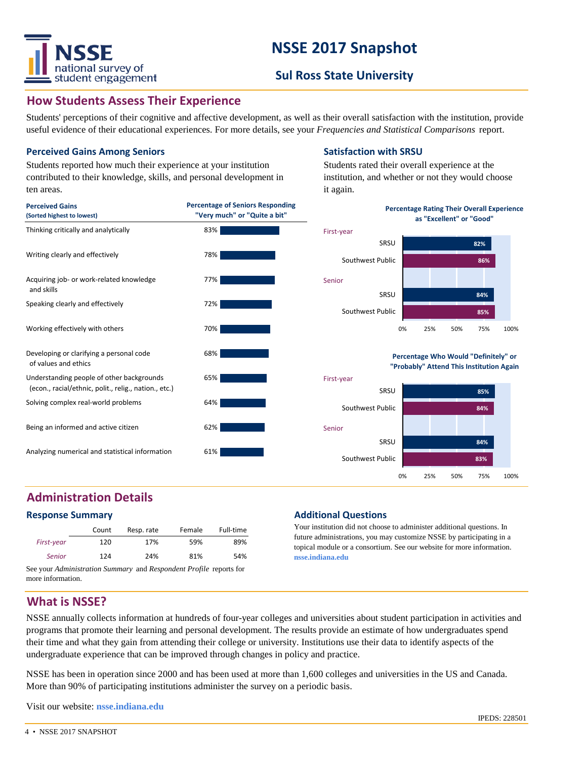# NSSE 2017 Snapshot

## Sul Ross State University

## How Students Assess Their Experience

Students' perceptions of their cognitive and affective development, as well as their overall satisfaction with the institution, provide useful evidence of their educational experiences. For more details, see your *Frequencies and Statistical Comparisons* report.

### Perceived Gains Among Seniors

Students reported how much their experience at your institution contributed to their knowledge, skills, and personal development in ten areas.

**Perceived Gains** (Sorted highest to lowest)

**Percentage of Seniors Responding "Very much" or "Quite a bit"**

Thinking critically and analytically 83%

Writing clearly and effectively 78%

Acquiring job- or work-related knowledge and skills 77%

Speaking clearly and effectively 72%

Working effectively with others 70%

Developing or clarifying a personal code of values and ethics 68%

Understanding people of other backgrounds (econ., racial/ethnic, polit., relig., nation., etc.) 65%

Solving complex real-world problems 64%

Being an informed and active citizen 62%

Analyzing numerical and statistical information 61%

### Satisfaction with SRSU

Students rated their overall experience at the institution, and whether or not they would choose it again.

**Percentage Rating Their Overall Experience as "Excellent" or "Good"**

First-year
SRSU 82%
Southwest Public 86%

Senior
SRSU 84%
Southwest Public 85%

0% 25% 50% 75% 100%

**Percentage Who Would "Definitely" or "Probably" Attend This Institution Again**

First-year
SRSU 85%
Southwest Public 84%

Senior
SRSU 84%
Southwest Public 83%

0% 25% 50% 75% 100%

## Administration Details

### Response Summary

| | Count | Resp. rate | Female | Full-time |
|---|---|---|---|---|
| *First-year* | 120 | 17% | 59% | 89% |
| *Senior* | 124 | 24% | 81% | 54% |

See your *Administration Summary* and *Respondent Profile* reports for more information.

### Additional Questions

Your institution did not choose to administer additional questions. In future administrations, you may customize NSSE by participating in a topical module or a consortium. See our website for more information. **nsse.indiana.edu**

## What is NSSE?

NSSE annually collects information at hundreds of four-year colleges and universities about student participation in activities and programs that promote their learning and personal development. The results provide an estimate of how undergraduates spend their time and what they gain from attending their college or university. Institutions use their data to identify aspects of the undergraduate experience that can be improved through changes in policy and practice.

NSSE has been in operation since 2000 and has been used at more than 1,600 colleges and universities in the US and Canada. More than 90% of participating institutions administer the survey on a periodic basis.

Visit our website: **nsse.indiana.edu**

IPEDS: 228501